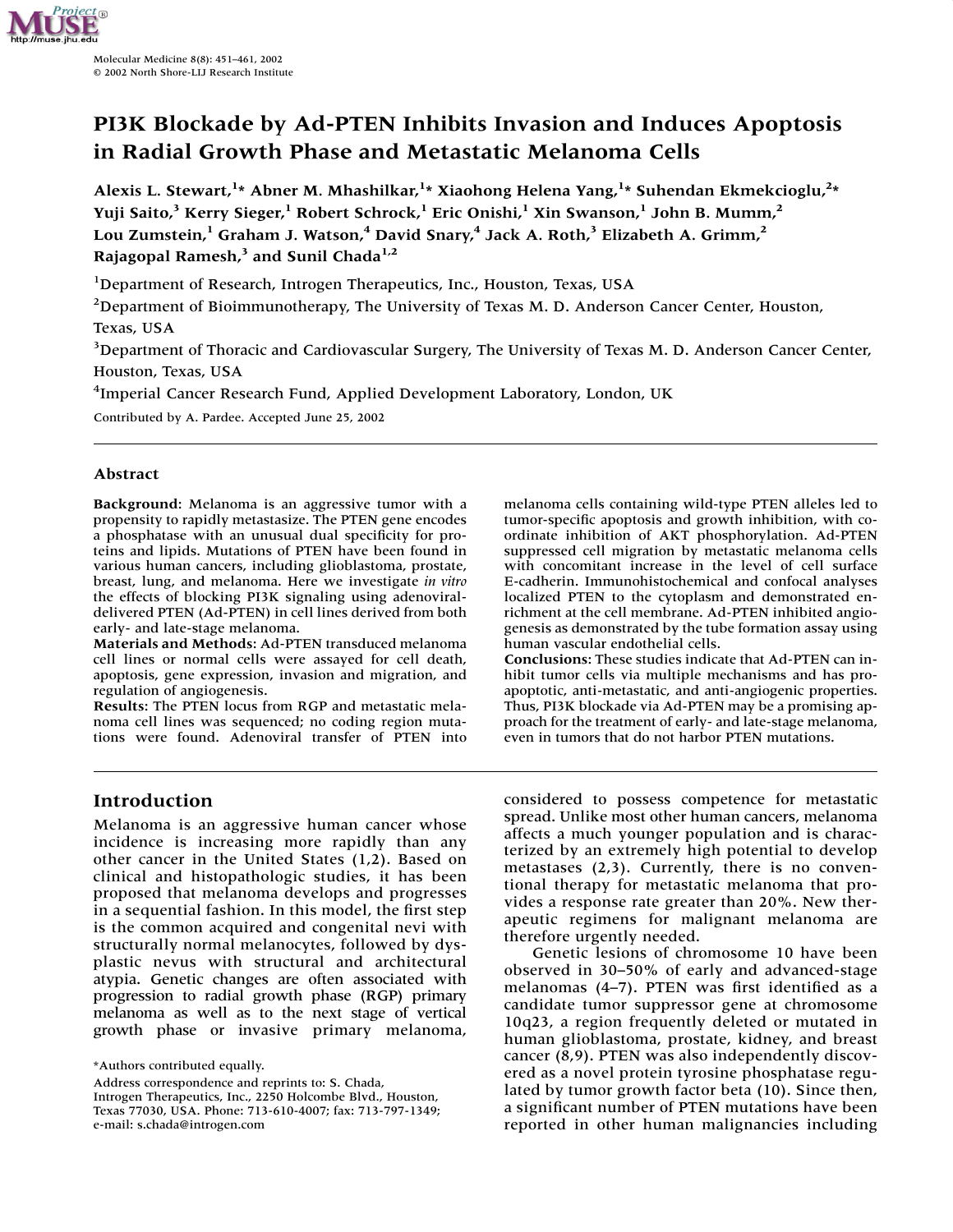# PI3K Blockade by Ad-PTEN Inhibits Invasion and Induces Apoptosis in Radial Growth Phase and Metastatic Melanoma Cells

**Alexis L. Stewart,[1]* Abner M. Mhashilkar,[1]* Xiaohong Helena Yang,[1]* Suhendan Ekmekcioglu,[2]* Yuji Saito,[3] Kerry Sieger,[1] Robert Schrock,[1] Eric Onishi,[1] Xin Swanson,[1] John B. Mumm,[2] Lou Zumstein,[1] Graham J. Watson,[4] David Snary,[4] Jack A. Roth,[3] Elizabeth A. Grimm,[2] Rajagopal Ramesh,[3] and Sunil Chada[1,2]**

[1]Department of Research, Introgen Therapeutics, Inc., Houston, Texas, USA

[2]Department of Bioimmunotherapy, The University of Texas M. D. Anderson Cancer Center, Houston, Texas, USA

[3]Department of Thoracic and Cardiovascular Surgery, The University of Texas M. D. Anderson Cancer Center, Houston, Texas, USA

[4]Imperial Cancer Research Fund, Applied Development Laboratory, London, UK

Contributed by A. Pardee. Accepted June 25, 2002

## Abstract

**Background**: Melanoma is an aggressive tumor with a propensity to rapidly metastasize. The PTEN gene encodes a phosphatase with an unusual dual specificity for proteins and lipids. Mutations of PTEN have been found in various human cancers, including glioblastoma, prostate, breast, lung, and melanoma. Here we investigate *in vitro* the effects of blocking PI3K signaling using adenoviral-delivered PTEN (Ad-PTEN) in cell lines derived from both early- and late-stage melanoma.

**Materials and Methods**: Ad-PTEN transduced melanoma cell lines or normal cells were assayed for cell death, apoptosis, gene expression, invasion and migration, and regulation of angiogenesis.

**Results**: The PTEN locus from RGP and metastatic melanoma cell lines was sequenced; no coding region mutations were found. Adenoviral transfer of PTEN into melanoma cells containing wild-type PTEN alleles led to tumor-specific apoptosis and growth inhibition, with coordinate inhibition of AKT phosphorylation. Ad-PTEN suppressed cell migration by metastatic melanoma cells with concomitant increase in the level of cell surface E-cadherin. Immunohistochemical and confocal analyses localized PTEN to the cytoplasm and demonstrated enrichment at the cell membrane. Ad-PTEN inhibited angiogenesis as demonstrated by the tube formation assay using human vascular endothelial cells.

**Conclusions:** These studies indicate that Ad-PTEN can inhibit tumor cells via multiple mechanisms and has pro-apoptotic, anti-metastatic, and anti-angiogenic properties. Thus, PI3K blockade via Ad-PTEN may be a promising approach for the treatment of early- and late-stage melanoma, even in tumors that do not harbor PTEN mutations.

## Introduction

Melanoma is an aggressive human cancer whose incidence is increasing more rapidly than any other cancer in the United States (1,2). Based on clinical and histopathologic studies, it has been proposed that melanoma develops and progresses in a sequential fashion. In this model, the first step is the common acquired and congenital nevi with structurally normal melanocytes, followed by dysplastic nevus with structural and architectural atypia. Genetic changes are often associated with progression to radial growth phase (RGP) primary melanoma as well as to the next stage of vertical growth phase or invasive primary melanoma, considered to possess competence for metastatic spread. Unlike most other human cancers, melanoma affects a much younger population and is characterized by an extremely high potential to develop metastases (2,3). Currently, there is no conventional therapy for metastatic melanoma that provides a response rate greater than 20%. New therapeutic regimens for malignant melanoma are therefore urgently needed.

Genetic lesions of chromosome 10 have been observed in 30–50% of early and advanced-stage melanomas (4–7). PTEN was first identified as a candidate tumor suppressor gene at chromosome 10q23, a region frequently deleted or mutated in human glioblastoma, prostate, kidney, and breast cancer (8,9). PTEN was also independently discovered as a novel protein tyrosine phosphatase regulated by tumor growth factor beta (10). Since then, a significant number of PTEN mutations have been reported in other human malignancies including

*Authors contributed equally.

Address correspondence and reprints to: S. Chada, Introgen Therapeutics, Inc., 2250 Holcombe Blvd., Houston, Texas 77030, USA. Phone: 713-610-4007; fax: 713-797-1349; e-mail: s.chada@introgen.com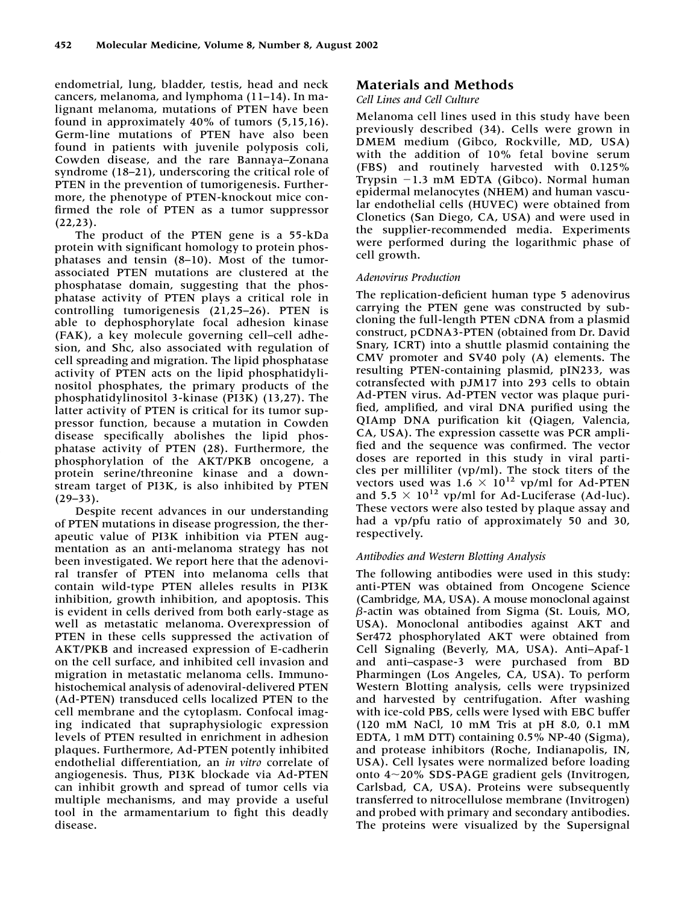endometrial, lung, bladder, testis, head and neck cancers, melanoma, and lymphoma (11–14). In malignant melanoma, mutations of PTEN have been found in approximately 40% of tumors (5,15,16). Germ-line mutations of PTEN have also been found in patients with juvenile polyposis coli, Cowden disease, and the rare Bannaya–Zonana syndrome (18–21), underscoring the critical role of PTEN in the prevention of tumorigenesis. Furthermore, the phenotype of PTEN-knockout mice confirmed the role of PTEN as a tumor suppressor (22,23).

The product of the PTEN gene is a 55-kDa protein with significant homology to protein phosphatases and tensin (8–10). Most of the tumor-associated PTEN mutations are clustered at the phosphatase domain, suggesting that the phosphatase activity of PTEN plays a critical role in controlling tumorigenesis (21,25–26). PTEN is able to dephosphorylate focal adhesion kinase (FAK), a key molecule governing cell–cell adhesion, and Shc, also associated with regulation of cell spreading and migration. The lipid phosphatase activity of PTEN acts on the lipid phosphatidylinositol phosphates, the primary products of the phosphatidylinositol 3-kinase (PI3K) (13,27). The latter activity of PTEN is critical for its tumor suppressor function, because a mutation in Cowden disease specifically abolishes the lipid phosphatase activity of PTEN (28). Furthermore, the phosphorylation of the AKT/PKB oncogene, a protein serine/threonine kinase and a downstream target of PI3K, is also inhibited by PTEN (29–33).

Despite recent advances in our understanding of PTEN mutations in disease progression, the therapeutic value of PI3K inhibition via PTEN augmentation as an anti-melanoma strategy has not been investigated. We report here that the adenoviral transfer of PTEN into melanoma cells that contain wild-type PTEN alleles results in PI3K inhibition, growth inhibition, and apoptosis. This is evident in cells derived from both early-stage as well as metastatic melanoma. Overexpression of PTEN in these cells suppressed the activation of AKT/PKB and increased expression of E-cadherin on the cell surface, and inhibited cell invasion and migration in metastatic melanoma cells. Immunohistochemical analysis of adenoviral-delivered PTEN (Ad-PTEN) transduced cells localized PTEN to the cell membrane and the cytoplasm. Confocal imaging indicated that supraphysiologic expression levels of PTEN resulted in enrichment in adhesion plaques. Furthermore, Ad-PTEN potently inhibited endothelial differentiation, an *in vitro* correlate of angiogenesis. Thus, PI3K blockade via Ad-PTEN can inhibit growth and spread of tumor cells via multiple mechanisms, and may provide a useful tool in the armamentarium to fight this deadly disease.

## Materials and Methods

### *Cell Lines and Cell Culture*

Melanoma cell lines used in this study have been previously described (34). Cells were grown in DMEM medium (Gibco, Rockville, MD, USA) with the addition of 10% fetal bovine serum (FBS) and routinely harvested with 0.125% Trypsin −1.3 mM EDTA (Gibco). Normal human epidermal melanocytes (NHEM) and human vascular endothelial cells (HUVEC) were obtained from Clonetics (San Diego, CA, USA) and were used in the supplier-recommended media. Experiments were performed during the logarithmic phase of cell growth.

### *Adenovirus Production*

The replication-deficient human type 5 adenovirus carrying the PTEN gene was constructed by subcloning the full-length PTEN cDNA from a plasmid construct, pCDNA3-PTEN (obtained from Dr. David Snary, ICRT) into a shuttle plasmid containing the CMV promoter and SV40 poly (A) elements. The resulting PTEN-containing plasmid, pIN233, was cotransfected with pJM17 into 293 cells to obtain Ad-PTEN virus. Ad-PTEN vector was plaque purified, amplified, and viral DNA purified using the QIAmp DNA purification kit (Qiagen, Valencia, CA, USA). The expression cassette was PCR amplified and the sequence was confirmed. The vector doses are reported in this study in viral particles per milliliter (vp/ml). The stock titers of the vectors used was $1.6 \times 10^{12}$ vp/ml for Ad-PTEN and $5.5 \times 10^{12}$ vp/ml for Ad-Luciferase (Ad-luc). These vectors were also tested by plaque assay and had a vp/pfu ratio of approximately 50 and 30, respectively.

### *Antibodies and Western Blotting Analysis*

The following antibodies were used in this study: anti-PTEN was obtained from Oncogene Science (Cambridge, MA, USA). A mouse monoclonal against $\beta$-actin was obtained from Sigma (St. Louis, MO, USA). Monoclonal antibodies against AKT and Ser472 phosphorylated AKT were obtained from Cell Signaling (Beverly, MA, USA). Anti–Apaf-1 and anti–caspase-3 were purchased from BD Pharmingen (Los Angeles, CA, USA). To perform Western Blotting analysis, cells were trypsinized and harvested by centrifugation. After washing with ice-cold PBS, cells were lysed with EBC buffer (120 mM NaCl, 10 mM Tris at pH 8.0, 0.1 mM EDTA, 1 mM DTT) containing 0.5% NP-40 (Sigma), and protease inhibitors (Roche, Indianapolis, IN, USA). Cell lysates were normalized before loading onto 4~20% SDS-PAGE gradient gels (Invitrogen, Carlsbad, CA, USA). Proteins were subsequently transferred to nitrocellulose membrane (Invitrogen) and probed with primary and secondary antibodies. The proteins were visualized by the Supersignal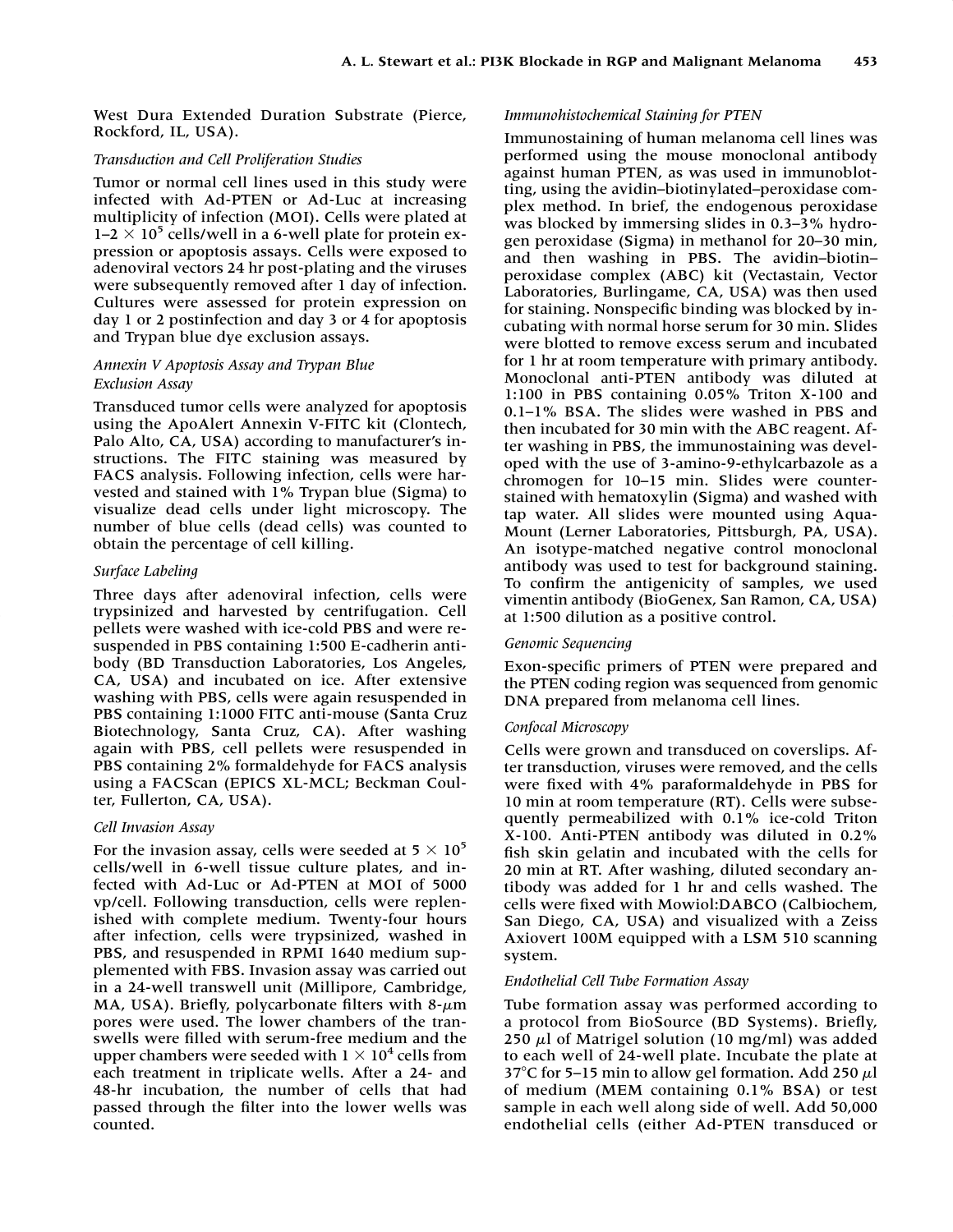West Dura Extended Duration Substrate (Pierce, Rockford, IL, USA).

### *Transduction and Cell Proliferation Studies*

Tumor or normal cell lines used in this study were infected with Ad-PTEN or Ad-Luc at increasing multiplicity of infection (MOI). Cells were plated at $1–2 \times 10^5$ cells/well in a 6-well plate for protein expression or apoptosis assays. Cells were exposed to adenoviral vectors 24 hr post-plating and the viruses were subsequently removed after 1 day of infection. Cultures were assessed for protein expression on day 1 or 2 postinfection and day 3 or 4 for apoptosis and Trypan blue dye exclusion assays.

### *Annexin V Apoptosis Assay and Trypan Blue Exclusion Assay*

Transduced tumor cells were analyzed for apoptosis using the ApoAlert Annexin V-FITC kit (Clontech, Palo Alto, CA, USA) according to manufacturer's instructions. The FITC staining was measured by FACS analysis. Following infection, cells were harvested and stained with 1% Trypan blue (Sigma) to visualize dead cells under light microscopy. The number of blue cells (dead cells) was counted to obtain the percentage of cell killing.

### *Surface Labeling*

Three days after adenoviral infection, cells were trypsinized and harvested by centrifugation. Cell pellets were washed with ice-cold PBS and were resuspended in PBS containing 1:500 E-cadherin antibody (BD Transduction Laboratories, Los Angeles, CA, USA) and incubated on ice. After extensive washing with PBS, cells were again resuspended in PBS containing 1:1000 FITC anti-mouse (Santa Cruz Biotechnology, Santa Cruz, CA). After washing again with PBS, cell pellets were resuspended in PBS containing 2% formaldehyde for FACS analysis using a FACScan (EPICS XL-MCL; Beckman Coulter, Fullerton, CA, USA).

### *Cell Invasion Assay*

For the invasion assay, cells were seeded at $5 \times 10^5$ cells/well in 6-well tissue culture plates, and infected with Ad-Luc or Ad-PTEN at MOI of 5000 vp/cell. Following transduction, cells were replenished with complete medium. Twenty-four hours after infection, cells were trypsinized, washed in PBS, and resuspended in RPMI 1640 medium supplemented with FBS. Invasion assay was carried out in a 24-well transwell unit (Millipore, Cambridge, MA, USA). Briefly, polycarbonate filters with 8-$\mu$m pores were used. The lower chambers of the transwells were filled with serum-free medium and the upper chambers were seeded with $1 \times 10^4$ cells from each treatment in triplicate wells. After a 24- and 48-hr incubation, the number of cells that had passed through the filter into the lower wells was counted.

### *Immunohistochemical Staining for PTEN*

Immunostaining of human melanoma cell lines was performed using the mouse monoclonal antibody against human PTEN, as was used in immunoblotting, using the avidin–biotinylated–peroxidase complex method. In brief, the endogenous peroxidase was blocked by immersing slides in 0.3–3% hydrogen peroxidase (Sigma) in methanol for 20–30 min, and then washing in PBS. The avidin–biotin–peroxidase complex (ABC) kit (Vectastain, Vector Laboratories, Burlingame, CA, USA) was then used for staining. Nonspecific binding was blocked by incubating with normal horse serum for 30 min. Slides were blotted to remove excess serum and incubated for 1 hr at room temperature with primary antibody. Monoclonal anti-PTEN antibody was diluted at 1:100 in PBS containing 0.05% Triton X-100 and 0.1–1% BSA. The slides were washed in PBS and then incubated for 30 min with the ABC reagent. After washing in PBS, the immunostaining was developed with the use of 3-amino-9-ethylcarbazole as a chromogen for 10–15 min. Slides were counterstained with hematoxylin (Sigma) and washed with tap water. All slides were mounted using Aqua-Mount (Lerner Laboratories, Pittsburgh, PA, USA). An isotype-matched negative control monoclonal antibody was used to test for background staining. To confirm the antigenicity of samples, we used vimentin antibody (BioGenex, San Ramon, CA, USA) at 1:500 dilution as a positive control.

### *Genomic Sequencing*

Exon-specific primers of PTEN were prepared and the PTEN coding region was sequenced from genomic DNA prepared from melanoma cell lines.

### *Confocal Microscopy*

Cells were grown and transduced on coverslips. After transduction, viruses were removed, and the cells were fixed with 4% paraformaldehyde in PBS for 10 min at room temperature (RT). Cells were subsequently permeabilized with 0.1% ice-cold Triton X-100. Anti-PTEN antibody was diluted in 0.2% fish skin gelatin and incubated with the cells for 20 min at RT. After washing, diluted secondary antibody was added for 1 hr and cells washed. The cells were fixed with Mowiol:DABCO (Calbiochem, San Diego, CA, USA) and visualized with a Zeiss Axiovert 100M equipped with a LSM 510 scanning system.

### *Endothelial Cell Tube Formation Assay*

Tube formation assay was performed according to a protocol from BioSource (BD Systems). Briefly, 250 $\mu$l of Matrigel solution (10 mg/ml) was added to each well of 24-well plate. Incubate the plate at 37°C for 5–15 min to allow gel formation. Add 250 $\mu$l of medium (MEM containing 0.1% BSA) or test sample in each well along side of well. Add 50,000 endothelial cells (either Ad-PTEN transduced or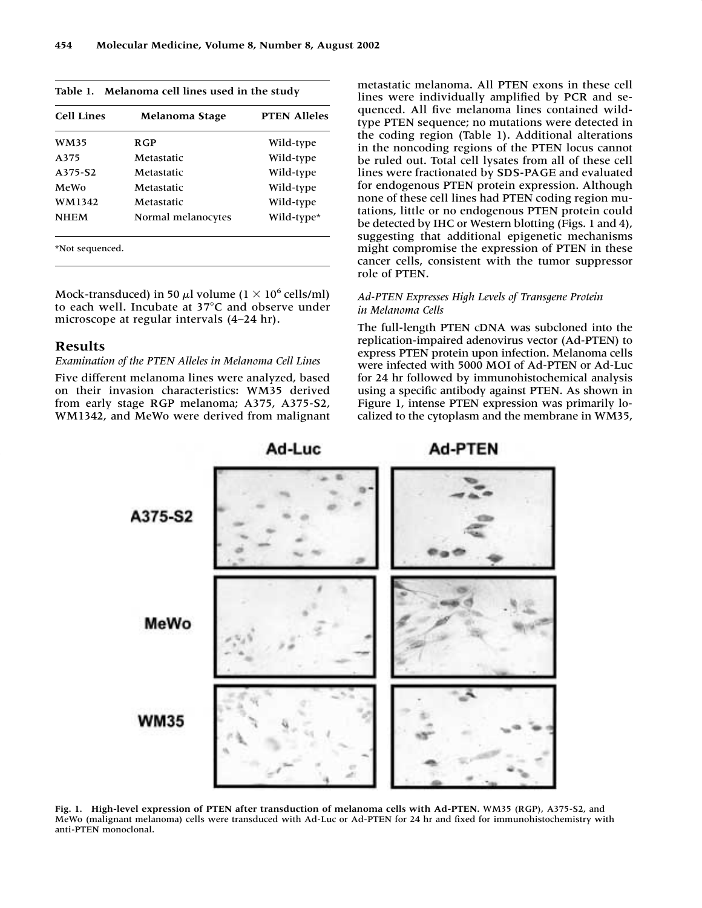**Table 1. Melanoma cell lines used in the study**

| Cell Lines | Melanoma Stage | PTEN Alleles |
|---|---|---|
| WM35 | RGP | Wild-type |
| A375 | Metastatic | Wild-type |
| A375-S2 | Metastatic | Wild-type |
| MeWo | Metastatic | Wild-type |
| WM1342 | Metastatic | Wild-type |
| NHEM | Normal melanocytes | Wild-type* |

*Not sequenced.

Mock-transduced) in 50 $\mu$l volume ($1 \times 10^6$ cells/ml) to each well. Incubate at 37°C and observe under microscope at regular intervals (4–24 hr).

## Results

### *Examination of the PTEN Alleles in Melanoma Cell Lines*

Five different melanoma lines were analyzed, based on their invasion characteristics: WM35 derived from early stage RGP melanoma; A375, A375-S2, WM1342, and MeWo were derived from malignant metastatic melanoma. All PTEN exons in these cell lines were individually amplified by PCR and sequenced. All five melanoma lines contained wild-type PTEN sequence; no mutations were detected in the coding region (Table 1). Additional alterations in the noncoding regions of the PTEN locus cannot be ruled out. Total cell lysates from all of these cell lines were fractionated by SDS-PAGE and evaluated for endogenous PTEN protein expression. Although none of these cell lines had PTEN coding region mutations, little or no endogenous PTEN protein could be detected by IHC or Western blotting (Figs. 1 and 4), suggesting that additional epigenetic mechanisms might compromise the expression of PTEN in these cancer cells, consistent with the tumor suppressor role of PTEN.

### *Ad-PTEN Expresses High Levels of Transgene Protein in Melanoma Cells*

The full-length PTEN cDNA was subcloned into the replication-impaired adenovirus vector (Ad-PTEN) to express PTEN protein upon infection. Melanoma cells were infected with 5000 MOI of Ad-PTEN or Ad-Luc for 24 hr followed by immunohistochemical analysis using a specific antibody against PTEN. As shown in Figure 1, intense PTEN expression was primarily localized to the cytoplasm and the membrane in WM35,

**Fig. 1. High-level expression of PTEN after transduction of melanoma cells with Ad-PTEN.** WM35 (RGP), A375-S2, and MeWo (malignant melanoma) cells were transduced with Ad-Luc or Ad-PTEN for 24 hr and fixed for immunohistochemistry with anti-PTEN monoclonal.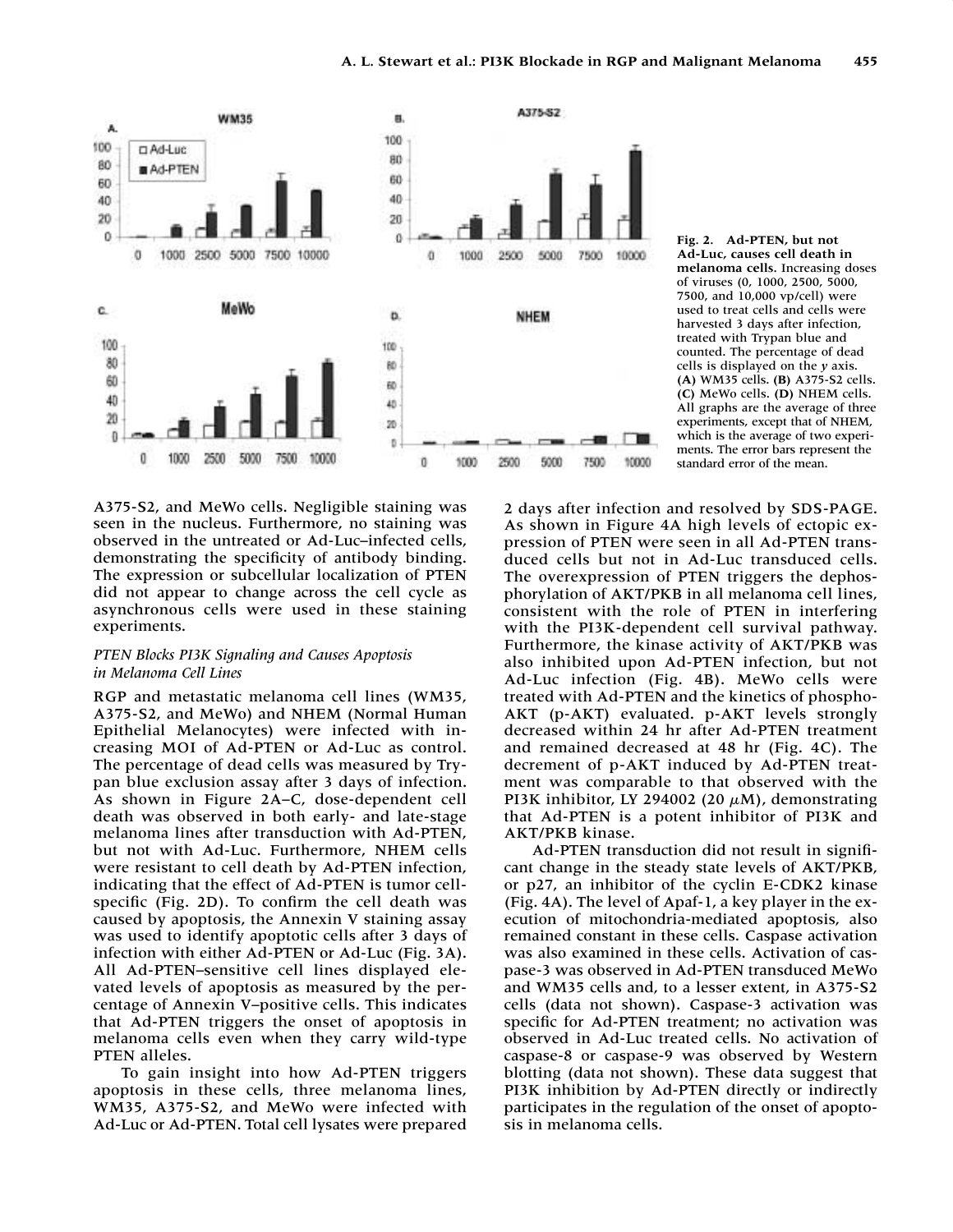Fig. 2. **Ad-PTEN, but not Ad-Luc, causes cell death in melanoma cells.** Increasing doses of viruses (0, 1000, 2500, 5000, 7500, and 10,000 vp/cell) were used to treat cells and cells were harvested 3 days after infection, treated with Trypan blue and counted. The percentage of dead cells is displayed on the *y* axis. **(A)** WM35 cells. **(B)** A375-S2 cells. **(C)** MeWo cells. **(D)** NHEM cells. All graphs are the average of three experiments, except that of NHEM, which is the average of two experiments. The error bars represent the standard error of the mean.

A375-S2, and MeWo cells. Negligible staining was seen in the nucleus. Furthermore, no staining was observed in the untreated or Ad-Luc–infected cells, demonstrating the specificity of antibody binding. The expression or subcellular localization of PTEN did not appear to change across the cell cycle as asynchronous cells were used in these staining experiments.

### *PTEN Blocks PI3K Signaling and Causes Apoptosis in Melanoma Cell Lines*

RGP and metastatic melanoma cell lines (WM35, A375-S2, and MeWo) and NHEM (Normal Human Epithelial Melanocytes) were infected with increasing MOI of Ad-PTEN or Ad-Luc as control. The percentage of dead cells was measured by Trypan blue exclusion assay after 3 days of infection. As shown in Figure 2A–C, dose-dependent cell death was observed in both early- and late-stage melanoma lines after transduction with Ad-PTEN, but not with Ad-Luc. Furthermore, NHEM cells were resistant to cell death by Ad-PTEN infection, indicating that the effect of Ad-PTEN is tumor cell-specific (Fig. 2D). To confirm the cell death was caused by apoptosis, the Annexin V staining assay was used to identify apoptotic cells after 3 days of infection with either Ad-PTEN or Ad-Luc (Fig. 3A). All Ad-PTEN–sensitive cell lines displayed elevated levels of apoptosis as measured by the percentage of Annexin V–positive cells. This indicates that Ad-PTEN triggers the onset of apoptosis in melanoma cells even when they carry wild-type PTEN alleles.

To gain insight into how Ad-PTEN triggers apoptosis in these cells, three melanoma lines, WM35, A375-S2, and MeWo were infected with Ad-Luc or Ad-PTEN. Total cell lysates were prepared 2 days after infection and resolved by SDS-PAGE. As shown in Figure 4A high levels of ectopic expression of PTEN were seen in all Ad-PTEN transduced cells but not in Ad-Luc transduced cells. The overexpression of PTEN triggers the dephosphorylation of AKT/PKB in all melanoma cell lines, consistent with the role of PTEN in interfering with the PI3K-dependent cell survival pathway. Furthermore, the kinase activity of AKT/PKB was also inhibited upon Ad-PTEN infection, but not Ad-Luc infection (Fig. 4B). MeWo cells were treated with Ad-PTEN and the kinetics of phospho-AKT (p-AKT) evaluated. p-AKT levels strongly decreased within 24 hr after Ad-PTEN treatment and remained decreased at 48 hr (Fig. 4C). The decrement of p-AKT induced by Ad-PTEN treatment was comparable to that observed with the PI3K inhibitor, LY 294002 (20 $\mu$M), demonstrating that Ad-PTEN is a potent inhibitor of PI3K and AKT/PKB kinase.

Ad-PTEN transduction did not result in significant change in the steady state levels of AKT/PKB, or p27, an inhibitor of the cyclin E-CDK2 kinase (Fig. 4A). The level of Apaf-1, a key player in the execution of mitochondria-mediated apoptosis, also remained constant in these cells. Caspase activation was also examined in these cells. Activation of caspase-3 was observed in Ad-PTEN transduced MeWo and WM35 cells and, to a lesser extent, in A375-S2 cells (data not shown). Caspase-3 activation was specific for Ad-PTEN treatment; no activation was observed in Ad-Luc treated cells. No activation of caspase-8 or caspase-9 was observed by Western blotting (data not shown). These data suggest that PI3K inhibition by Ad-PTEN directly or indirectly participates in the regulation of the onset of apoptosis in melanoma cells.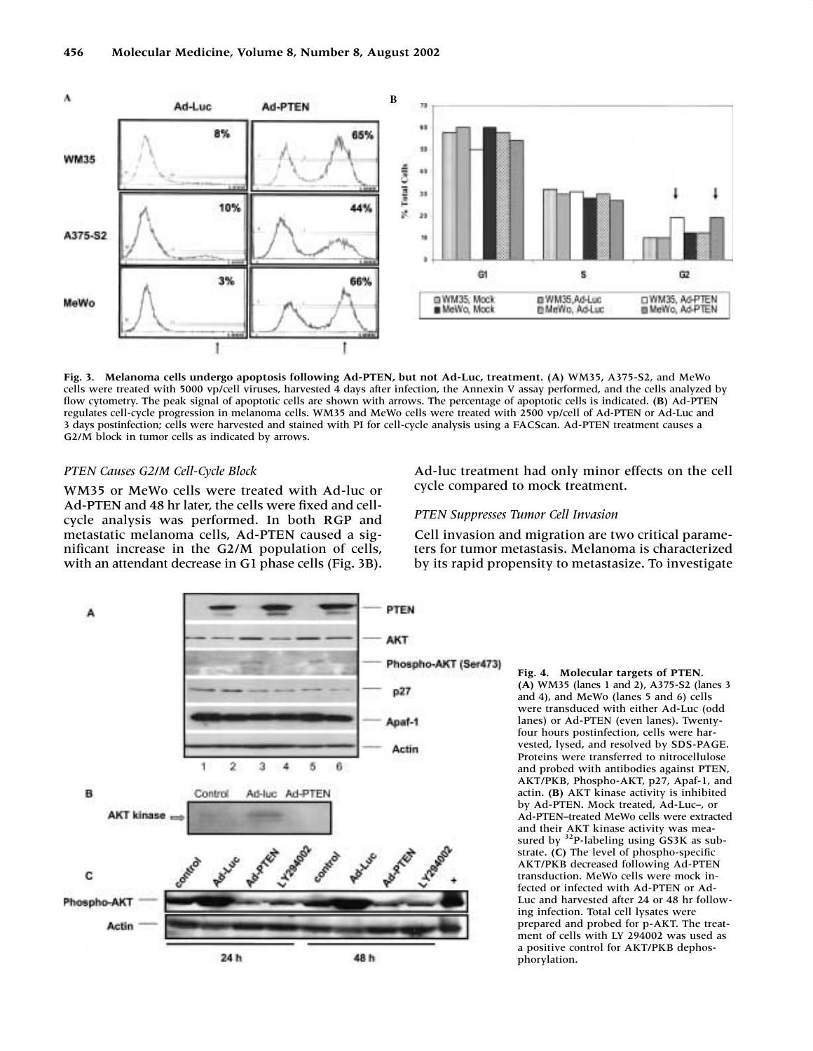**Fig. 3. Melanoma cells undergo apoptosis following Ad-PTEN, but not Ad-Luc, treatment. (A)** WM35, A375-S2, and MeWo cells were treated with 5000 vp/cell viruses, harvested 4 days after infection, the Annexin V assay performed, and the cells analyzed by flow cytometry. The peak signal of apoptotic cells are shown with arrows. The percentage of apoptotic cells is indicated. **(B)** Ad-PTEN regulates cell-cycle progression in melanoma cells. WM35 and MeWo cells were treated with 2500 vp/cell of Ad-PTEN or Ad-Luc and 3 days postinfection; cells were harvested and stained with PI for cell-cycle analysis using a FACScan. Ad-PTEN treatment causes a G2/M block in tumor cells as indicated by arrows.

### *PTEN Causes G2/M Cell-Cycle Block*

WM35 or MeWo cells were treated with Ad-luc or Ad-PTEN and 48 hr later, the cells were fixed and cell-cycle analysis was performed. In both RGP and metastatic melanoma cells, Ad-PTEN caused a significant increase in the G2/M population of cells, with an attendant decrease in G1 phase cells (Fig. 3B). Ad-luc treatment had only minor effects on the cell cycle compared to mock treatment.

### *PTEN Suppresses Tumor Cell Invasion*

Cell invasion and migration are two critical parameters for tumor metastasis. Melanoma is characterized by its rapid propensity to metastasize. To investigate

**Fig. 4. Molecular targets of PTEN. (A)** WM35 (lanes 1 and 2), A375-S2 (lanes 3 and 4), and MeWo (lanes 5 and 6) cells were transduced with either Ad-Luc (odd lanes) or Ad-PTEN (even lanes). Twenty-four hours postinfection, cells were harvested, lysed, and resolved by SDS-PAGE. Proteins were transferred to nitrocellulose and probed with antibodies against PTEN, AKT/PKB, Phospho-AKT, p27, Apaf-1, and actin. **(B)** AKT kinase activity is inhibited by Ad-PTEN. Mock treated, Ad-Luc–, or Ad-PTEN–treated MeWo cells were extracted and their AKT kinase activity was measured by $^{32}$P-labeling using GS3K as substrate. **(C)** The level of phospho-specific AKT/PKB decreased following Ad-PTEN transduction. MeWo cells were mock infected or infected with Ad-PTEN or Ad-Luc and harvested after 24 or 48 hr following infection. Total cell lysates were prepared and probed for p-AKT. The treatment of cells with LY 294002 was used as a positive control for AKT/PKB dephosphorylation.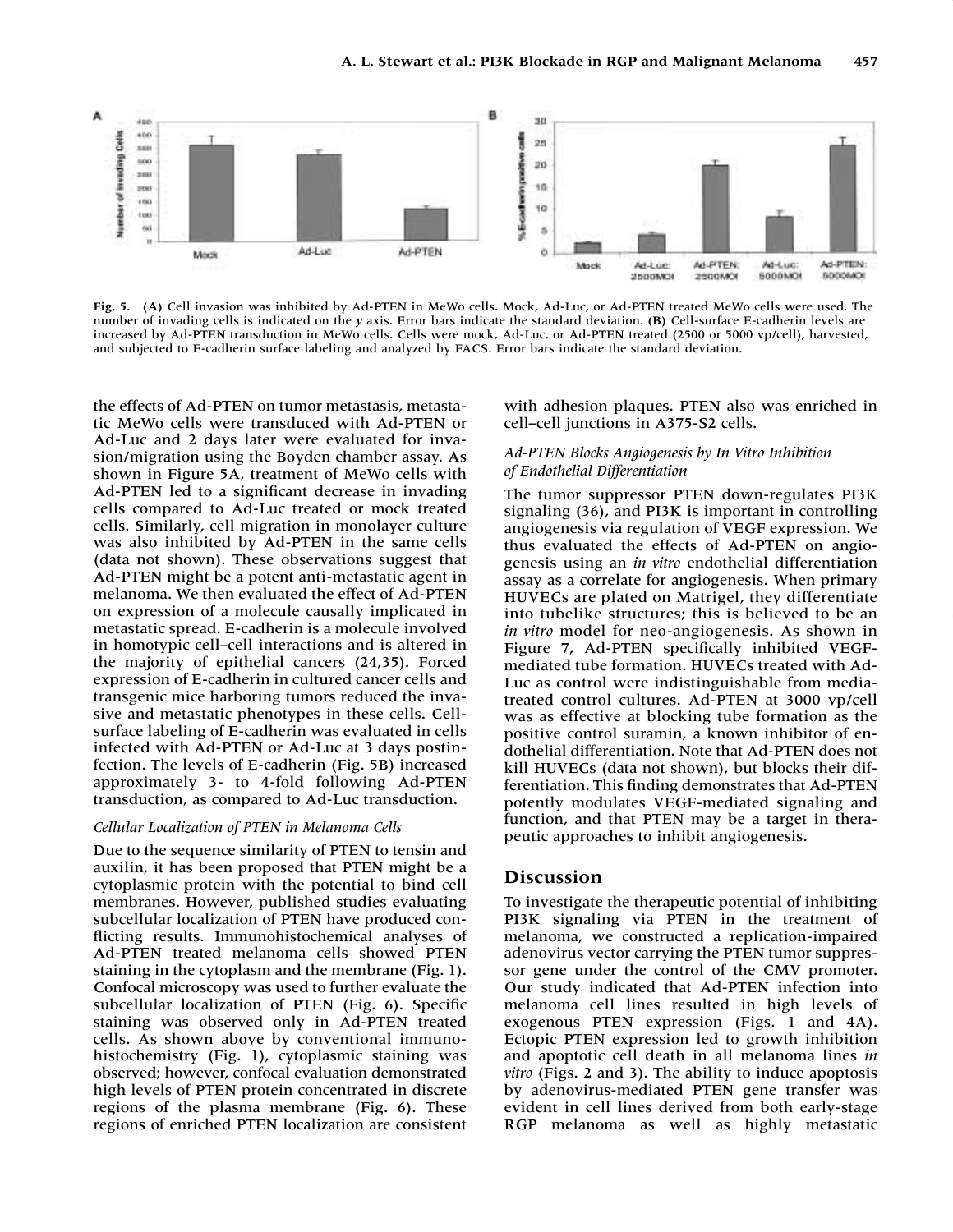**Fig. 5.** **(A)** Cell invasion was inhibited by Ad-PTEN in MeWo cells. Mock, Ad-Luc, or Ad-PTEN treated MeWo cells were used. The number of invading cells is indicated on the *y* axis. Error bars indicate the standard deviation. **(B)** Cell-surface E-cadherin levels are increased by Ad-PTEN transduction in MeWo cells. Cells were mock, Ad-Luc, or Ad-PTEN treated (2500 or 5000 vp/cell), harvested, and subjected to E-cadherin surface labeling and analyzed by FACS. Error bars indicate the standard deviation.

the effects of Ad-PTEN on tumor metastasis, metastatic MeWo cells were transduced with Ad-PTEN or Ad-Luc and 2 days later were evaluated for invasion/migration using the Boyden chamber assay. As shown in Figure 5A, treatment of MeWo cells with Ad-PTEN led to a significant decrease in invading cells compared to Ad-Luc treated or mock treated cells. Similarly, cell migration in monolayer culture was also inhibited by Ad-PTEN in the same cells (data not shown). These observations suggest that Ad-PTEN might be a potent anti-metastatic agent in melanoma. We then evaluated the effect of Ad-PTEN on expression of a molecule causally implicated in metastatic spread. E-cadherin is a molecule involved in homotypic cell–cell interactions and is altered in the majority of epithelial cancers (24,35). Forced expression of E-cadherin in cultured cancer cells and transgenic mice harboring tumors reduced the invasive and metastatic phenotypes in these cells. Cell-surface labeling of E-cadherin was evaluated in cells infected with Ad-PTEN or Ad-Luc at 3 days postinfection. The levels of E-cadherin (Fig. 5B) increased approximately 3- to 4-fold following Ad-PTEN transduction, as compared to Ad-Luc transduction.

### *Cellular Localization of PTEN in Melanoma Cells*

Due to the sequence similarity of PTEN to tensin and auxilin, it has been proposed that PTEN might be a cytoplasmic protein with the potential to bind cell membranes. However, published studies evaluating subcellular localization of PTEN have produced conflicting results. Immunohistochemical analyses of Ad-PTEN treated melanoma cells showed PTEN staining in the cytoplasm and the membrane (Fig. 1). Confocal microscopy was used to further evaluate the subcellular localization of PTEN (Fig. 6). Specific staining was observed only in Ad-PTEN treated cells. As shown above by conventional immunohistochemistry (Fig. 1), cytoplasmic staining was observed; however, confocal evaluation demonstrated high levels of PTEN protein concentrated in discrete regions of the plasma membrane (Fig. 6). These regions of enriched PTEN localization are consistent with adhesion plaques. PTEN also was enriched in cell–cell junctions in A375-S2 cells.

### *Ad-PTEN Blocks Angiogenesis by In Vitro Inhibition of Endothelial Differentiation*

The tumor suppressor PTEN down-regulates PI3K signaling (36), and PI3K is important in controlling angiogenesis via regulation of VEGF expression. We thus evaluated the effects of Ad-PTEN on angiogenesis using an *in vitro* endothelial differentiation assay as a correlate for angiogenesis. When primary HUVECs are plated on Matrigel, they differentiate into tubelike structures; this is believed to be an *in vitro* model for neo-angiogenesis. As shown in Figure 7, Ad-PTEN specifically inhibited VEGF-mediated tube formation. HUVECs treated with Ad-Luc as control were indistinguishable from media-treated control cultures. Ad-PTEN at 3000 vp/cell was as effective at blocking tube formation as the positive control suramin, a known inhibitor of endothelial differentiation. Note that Ad-PTEN does not kill HUVECs (data not shown), but blocks their differentiation. This finding demonstrates that Ad-PTEN potently modulates VEGF-mediated signaling and function, and that PTEN may be a target in therapeutic approaches to inhibit angiogenesis.

## Discussion

To investigate the therapeutic potential of inhibiting PI3K signaling via PTEN in the treatment of melanoma, we constructed a replication-impaired adenovirus vector carrying the PTEN tumor suppressor gene under the control of the CMV promoter. Our study indicated that Ad-PTEN infection into melanoma cell lines resulted in high levels of exogenous PTEN expression (Figs. 1 and 4A). Ectopic PTEN expression led to growth inhibition and apoptotic cell death in all melanoma lines *in vitro* (Figs. 2 and 3). The ability to induce apoptosis by adenovirus-mediated PTEN gene transfer was evident in cell lines derived from both early-stage RGP melanoma as well as highly metastatic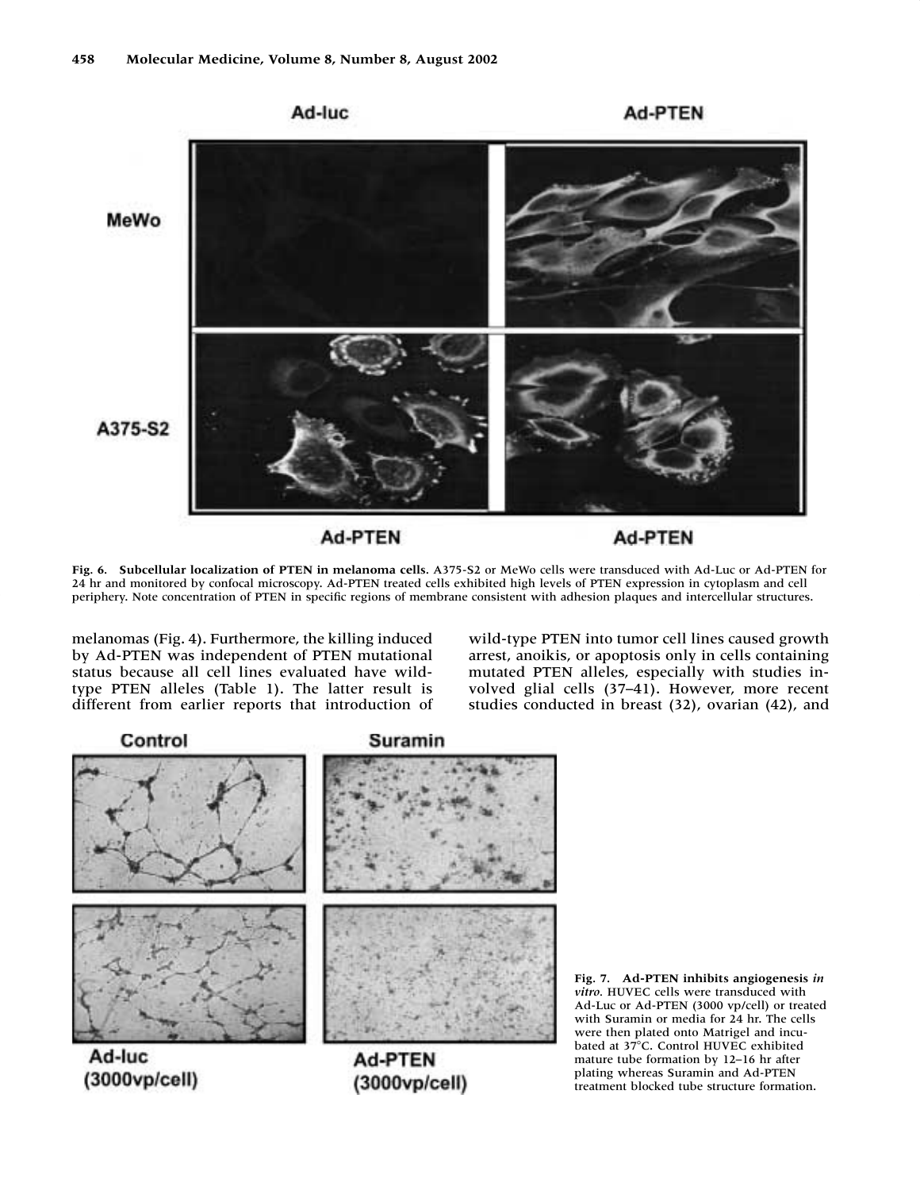Fig. 6. **Subcellular localization of PTEN in melanoma cells.** A375-S2 or MeWo cells were transduced with Ad-Luc or Ad-PTEN for 24 hr and monitored by confocal microscopy. Ad-PTEN treated cells exhibited high levels of PTEN expression in cytoplasm and cell periphery. Note concentration of PTEN in specific regions of membrane consistent with adhesion plaques and intercellular structures.

melanomas (Fig. 4). Furthermore, the killing induced by Ad-PTEN was independent of PTEN mutational status because all cell lines evaluated have wild-type PTEN alleles (Table 1). The latter result is different from earlier reports that introduction of wild-type PTEN into tumor cell lines caused growth arrest, anoikis, or apoptosis only in cells containing mutated PTEN alleles, especially with studies involved glial cells (37–41). However, more recent studies conducted in breast (32), ovarian (42), and

**Fig. 7. Ad-PTEN inhibits angiogenesis *in vitro*.** HUVEC cells were transduced with Ad-Luc or Ad-PTEN (3000 vp/cell) or treated with Suramin or media for 24 hr. The cells were then plated onto Matrigel and incubated at 37°C. Control HUVEC exhibited mature tube formation by 12–16 hr after plating whereas Suramin and Ad-PTEN treatment blocked tube structure formation.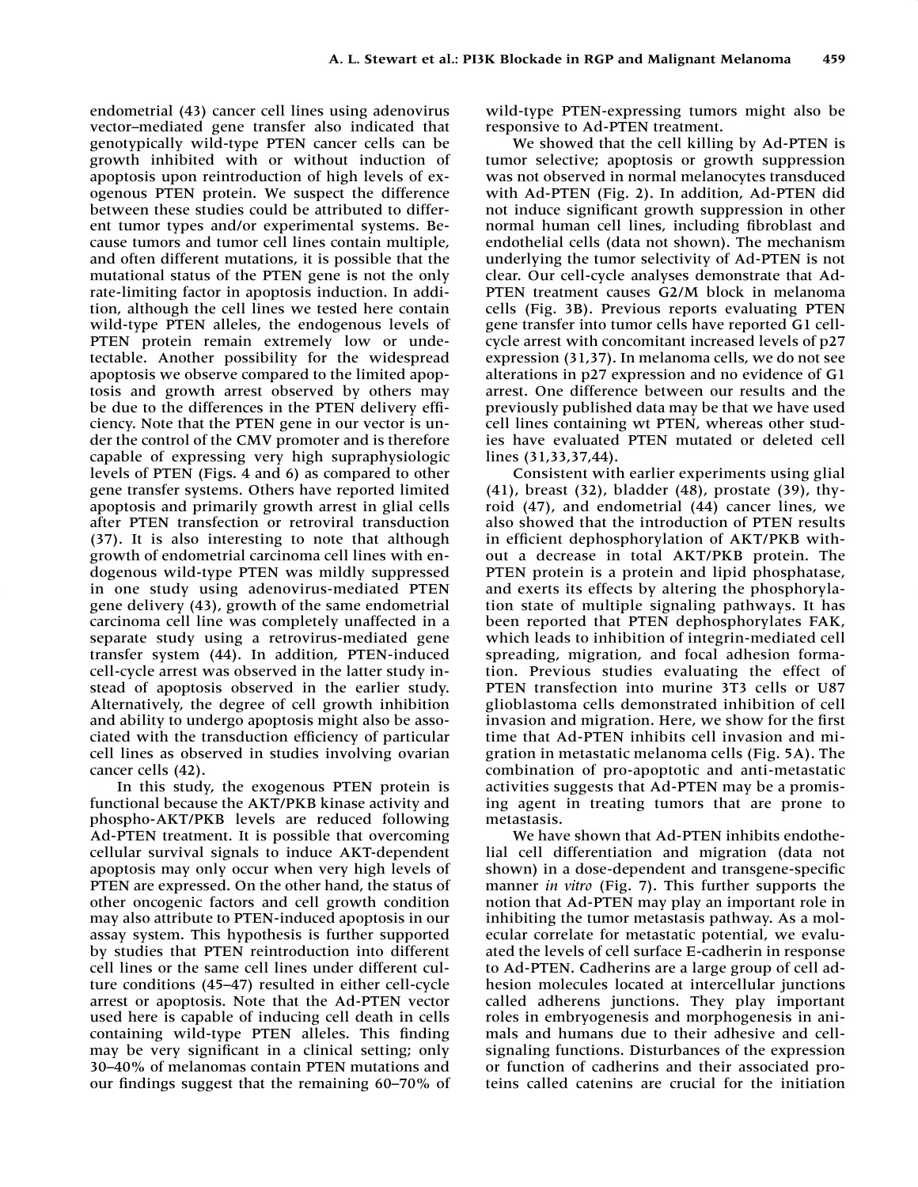endometrial (43) cancer cell lines using adenovirus vector–mediated gene transfer also indicated that genotypically wild-type PTEN cancer cells can be growth inhibited with or without induction of apoptosis upon reintroduction of high levels of exogenous PTEN protein. We suspect the difference between these studies could be attributed to different tumor types and/or experimental systems. Because tumors and tumor cell lines contain multiple, and often different mutations, it is possible that the mutational status of the PTEN gene is not the only rate-limiting factor in apoptosis induction. In addition, although the cell lines we tested here contain wild-type PTEN alleles, the endogenous levels of PTEN protein remain extremely low or undetectable. Another possibility for the widespread apoptosis we observe compared to the limited apoptosis and growth arrest observed by others may be due to the differences in the PTEN delivery efficiency. Note that the PTEN gene in our vector is under the control of the CMV promoter and is therefore capable of expressing very high supraphysiologic levels of PTEN (Figs. 4 and 6) as compared to other gene transfer systems. Others have reported limited apoptosis and primarily growth arrest in glial cells after PTEN transfection or retroviral transduction (37). It is also interesting to note that although growth of endometrial carcinoma cell lines with endogenous wild-type PTEN was mildly suppressed in one study using adenovirus-mediated PTEN gene delivery (43), growth of the same endometrial carcinoma cell line was completely unaffected in a separate study using a retrovirus-mediated gene transfer system (44). In addition, PTEN-induced cell-cycle arrest was observed in the latter study instead of apoptosis observed in the earlier study. Alternatively, the degree of cell growth inhibition and ability to undergo apoptosis might also be associated with the transduction efficiency of particular cell lines as observed in studies involving ovarian cancer cells (42).

In this study, the exogenous PTEN protein is functional because the AKT/PKB kinase activity and phospho-AKT/PKB levels are reduced following Ad-PTEN treatment. It is possible that overcoming cellular survival signals to induce AKT-dependent apoptosis may only occur when very high levels of PTEN are expressed. On the other hand, the status of other oncogenic factors and cell growth condition may also attribute to PTEN-induced apoptosis in our assay system. This hypothesis is further supported by studies that PTEN reintroduction into different cell lines or the same cell lines under different culture conditions (45–47) resulted in either cell-cycle arrest or apoptosis. Note that the Ad-PTEN vector used here is capable of inducing cell death in cells containing wild-type PTEN alleles. This finding may be very significant in a clinical setting; only 30–40% of melanomas contain PTEN mutations and our findings suggest that the remaining 60–70% of wild-type PTEN-expressing tumors might also be responsive to Ad-PTEN treatment.

We showed that the cell killing by Ad-PTEN is tumor selective; apoptosis or growth suppression was not observed in normal melanocytes transduced with Ad-PTEN (Fig. 2). In addition, Ad-PTEN did not induce significant growth suppression in other normal human cell lines, including fibroblast and endothelial cells (data not shown). The mechanism underlying the tumor selectivity of Ad-PTEN is not clear. Our cell-cycle analyses demonstrate that Ad-PTEN treatment causes G2/M block in melanoma cells (Fig. 3B). Previous reports evaluating PTEN gene transfer into tumor cells have reported G1 cell-cycle arrest with concomitant increased levels of p27 expression (31,37). In melanoma cells, we do not see alterations in p27 expression and no evidence of G1 arrest. One difference between our results and the previously published data may be that we have used cell lines containing wt PTEN, whereas other studies have evaluated PTEN mutated or deleted cell lines (31,33,37,44).

Consistent with earlier experiments using glial (41), breast (32), bladder (48), prostate (39), thyroid (47), and endometrial (44) cancer lines, we also showed that the introduction of PTEN results in efficient dephosphorylation of AKT/PKB without a decrease in total AKT/PKB protein. The PTEN protein is a protein and lipid phosphatase, and exerts its effects by altering the phosphorylation state of multiple signaling pathways. It has been reported that PTEN dephosphorylates FAK, which leads to inhibition of integrin-mediated cell spreading, migration, and focal adhesion formation. Previous studies evaluating the effect of PTEN transfection into murine 3T3 cells or U87 glioblastoma cells demonstrated inhibition of cell invasion and migration. Here, we show for the first time that Ad-PTEN inhibits cell invasion and migration in metastatic melanoma cells (Fig. 5A). The combination of pro-apoptotic and anti-metastatic activities suggests that Ad-PTEN may be a promising agent in treating tumors that are prone to metastasis.

We have shown that Ad-PTEN inhibits endothelial cell differentiation and migration (data not shown) in a dose-dependent and transgene-specific manner *in vitro* (Fig. 7). This further supports the notion that Ad-PTEN may play an important role in inhibiting the tumor metastasis pathway. As a molecular correlate for metastatic potential, we evaluated the levels of cell surface E-cadherin in response to Ad-PTEN. Cadherins are a large group of cell adhesion molecules located at intercellular junctions called adherens junctions. They play important roles in embryogenesis and morphogenesis in animals and humans due to their adhesive and cell-signaling functions. Disturbances of the expression or function of cadherins and their associated proteins called catenins are crucial for the initiation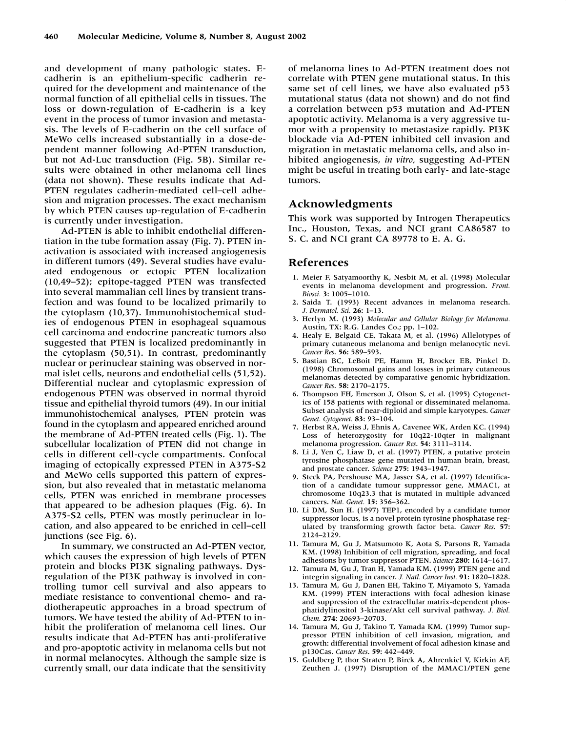and development of many pathologic states. E-cadherin is an epithelium-specific cadherin required for the development and maintenance of the normal function of all epithelial cells in tissues. The loss or down-regulation of E-cadherin is a key event in the process of tumor invasion and metastasis. The levels of E-cadherin on the cell surface of MeWo cells increased substantially in a dose-dependent manner following Ad-PTEN transduction, but not Ad-Luc transduction (Fig. 5B). Similar results were obtained in other melanoma cell lines (data not shown). These results indicate that Ad-PTEN regulates cadherin-mediated cell–cell adhesion and migration processes. The exact mechanism by which PTEN causes up-regulation of E-cadherin is currently under investigation.

Ad-PTEN is able to inhibit endothelial differentiation in the tube formation assay (Fig. 7). PTEN inactivation is associated with increased angiogenesis in different tumors (49). Several studies have evaluated endogenous or ectopic PTEN localization (10,49–52); epitope-tagged PTEN was transfected into several mammalian cell lines by transient transfection and was found to be localized primarily to the cytoplasm (10,37). Immunohistochemical studies of endogenous PTEN in esophageal squamous cell carcinoma and endocrine pancreatic tumors also suggested that PTEN is localized predominantly in the cytoplasm (50,51). In contrast, predominantly nuclear or perinuclear staining was observed in normal islet cells, neurons and endothelial cells (51,52). Differential nuclear and cytoplasmic expression of endogenous PTEN was observed in normal thyroid tissue and epithelial thyroid tumors (49). In our initial immunohistochemical analyses, PTEN protein was found in the cytoplasm and appeared enriched around the membrane of Ad-PTEN treated cells (Fig. 1). The subcellular localization of PTEN did not change in cells in different cell-cycle compartments. Confocal imaging of ectopically expressed PTEN in A375-S2 and MeWo cells supported this pattern of expression, but also revealed that in metastatic melanoma cells, PTEN was enriched in membrane processes that appeared to be adhesion plaques (Fig. 6). In A375-S2 cells, PTEN was mostly perinuclear in location, and also appeared to be enriched in cell–cell junctions (see Fig. 6).

In summary, we constructed an Ad-PTEN vector, which causes the expression of high levels of PTEN protein and blocks PI3K signaling pathways. Dysregulation of the PI3K pathway is involved in controlling tumor cell survival and also appears to mediate resistance to conventional chemo- and radiotherapeutic approaches in a broad spectrum of tumors. We have tested the ability of Ad-PTEN to inhibit the proliferation of melanoma cell lines. Our results indicate that Ad-PTEN has anti-proliferative and pro-apoptotic activity in melanoma cells but not in normal melanocytes. Although the sample size is currently small, our data indicate that the sensitivity of melanoma lines to Ad-PTEN treatment does not correlate with PTEN gene mutational status. In this same set of cell lines, we have also evaluated p53 mutational status (data not shown) and do not find a correlation between p53 mutation and Ad-PTEN apoptotic activity. Melanoma is a very aggressive tumor with a propensity to metastasize rapidly. PI3K blockade via Ad-PTEN inhibited cell invasion and migration in metastatic melanoma cells, and also inhibited angiogenesis, *in vitro,* suggesting Ad-PTEN might be useful in treating both early- and late-stage tumors.

## Acknowledgments

This work was supported by Introgen Therapeutics Inc., Houston, Texas, and NCI grant CA86587 to S. C. and NCI grant CA 89778 to E. A. G.

## References

1. Meier F, Satyamoorthy K, Nesbit M, et al. (1998) Molecular events in melanoma development and progression. *Front. Biosci.* **3**: 1005–1010.
2. Saida T. (1993) Recent advances in melanoma research. *J. Dermatol. Sci.* **26**: 1–13.
3. Herlyn M. (1993) *Molecular and Cellular Biology for Melanoma.* Austin, TX: R.G. Landes Co.; pp. 1–102.
4. Healy E, Belgaid CE, Takata M, et al. (1996) Allelotypes of primary cutaneous melanoma and benign melanocytic nevi. *Cancer Res.* **56**: 589–593.
5. Bastian BC, LeBoit PE, Hamm H, Brocker EB, Pinkel D. (1998) Chromosomal gains and losses in primary cutaneous melanomas detected by comparative genomic hybridization. *Cancer Res.* **58**: 2170–2175.
6. Thompson FH, Emerson J, Olson S, et al. (1995) Cytogenetics of 158 patients with regional or disseminated melanoma. Subset analysis of near-diploid and simple karyotypes. *Cancer Genet. Cytogenet.* **83**: 93–104.
7. Herbst RA, Weiss J, Ehnis A, Cavenee WK, Arden KC. (1994) Loss of heterozygosity for 10q22-10qter in malignant melanoma progression. *Cancer Res.* **54**: 3111–3114.
8. Li J, Yen C, Liaw D, et al. (1997) PTEN, a putative protein tyrosine phosphatase gene mutated in human brain, breast, and prostate cancer. *Science* **275**: 1943–1947.
9. Steck PA, Pershouse MA, Jasser SA, et al. (1997) Identification of a candidate tumour suppressor gene, MMAC1, at chromosome 10q23.3 that is mutated in multiple advanced cancers. *Nat. Genet.* **15**: 356–362.
10. Li DM, Sun H. (1997) TEP1, encoded by a candidate tumor suppressor locus, is a novel protein tyrosine phosphatase regulated by transforming growth factor beta. *Cancer Res.* **57**: 2124–2129.
11. Tamura M, Gu J, Matsumoto K, Aota S, Parsons R, Yamada KM. (1998) Inhibition of cell migration, spreading, and focal adhesions by tumor suppressor PTEN. *Science* **280**: 1614–1617.
12. Tamura M, Gu J, Tran H, Yamada KM. (1999) PTEN gene and integrin signaling in cancer. *J. Natl. Cancer Inst.* **91**: 1820–1828.
13. Tamura M, Gu J, Danen EH, Takino T, Miyamoto S, Yamada KM. (1999) PTEN interactions with focal adhesion kinase and suppression of the extracellular matrix-dependent phosphatidylinositol 3-kinase/Akt cell survival pathway. *J. Biol. Chem.* **274**: 20693–20703.
14. Tamura M, Gu J, Takino T, Yamada KM. (1999) Tumor suppressor PTEN inhibition of cell invasion, migration, and growth: differential involvement of focal adhesion kinase and p130Cas. *Cancer Res.* **59**: 442–449.
15. Guldberg P, thor Straten P, Birck A, Ahrenkiel V, Kirkin AF, Zeuthen J. (1997) Disruption of the MMAC1/PTEN gene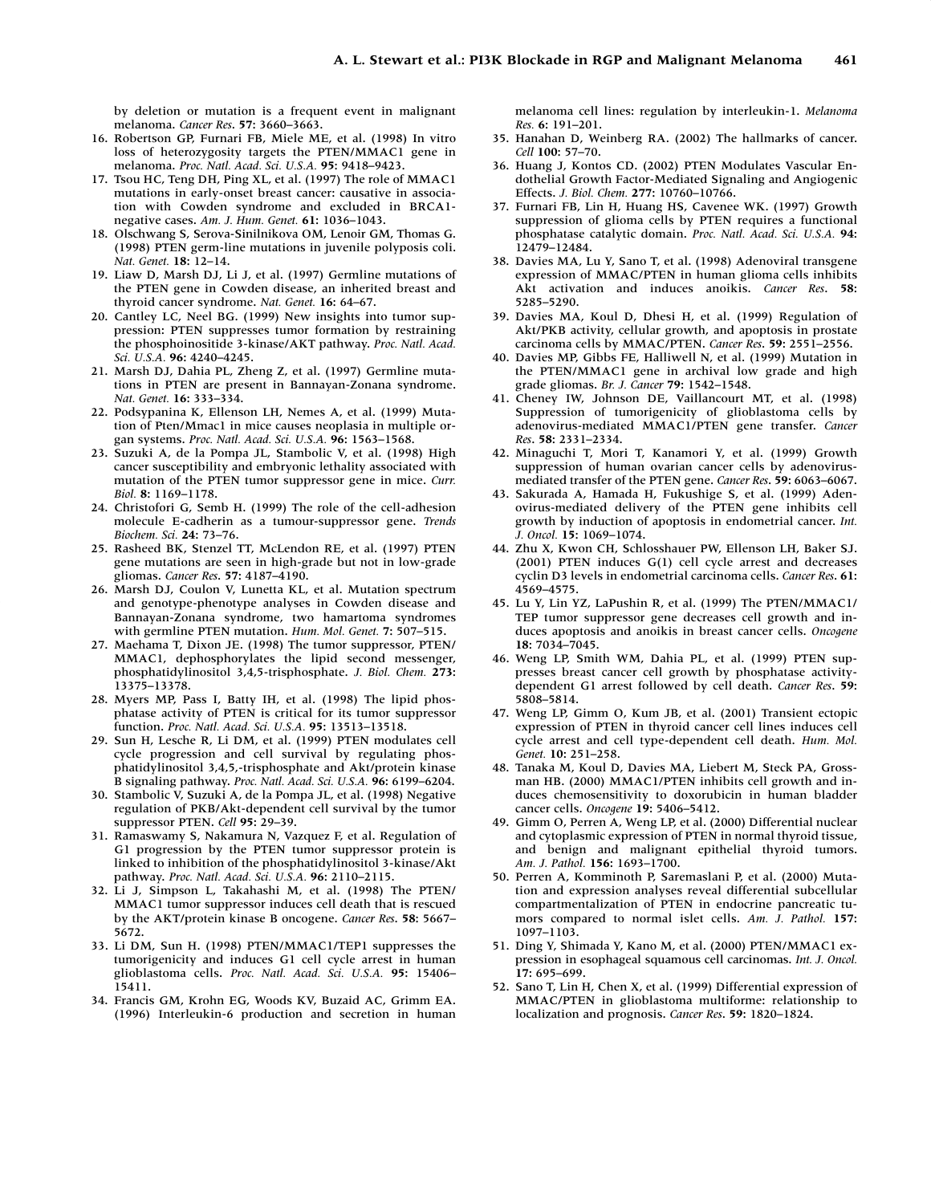by deletion or mutation is a frequent event in malignant melanoma. *Cancer Res*. **57**: 3660–3663.

16. Robertson GP, Furnari FB, Miele ME, et al. (1998) In vitro loss of heterozygosity targets the PTEN/MMAC1 gene in melanoma. *Proc. Natl. Acad. Sci. U.S.A.* **95**: 9418–9423.
17. Tsou HC, Teng DH, Ping XL, et al. (1997) The role of MMAC1 mutations in early-onset breast cancer: causative in association with Cowden syndrome and excluded in BRCA1-negative cases. *Am. J. Hum. Genet.* **61**: 1036–1043.
18. Olschwang S, Serova-Sinilnikova OM, Lenoir GM, Thomas G. (1998) PTEN germ-line mutations in juvenile polyposis coli. *Nat. Genet.* **18**: 12–14.
19. Liaw D, Marsh DJ, Li J, et al. (1997) Germline mutations of the PTEN gene in Cowden disease, an inherited breast and thyroid cancer syndrome. *Nat. Genet.* **16**: 64–67.
20. Cantley LC, Neel BG. (1999) New insights into tumor suppression: PTEN suppresses tumor formation by restraining the phosphoinositide 3-kinase/AKT pathway. *Proc. Natl. Acad. Sci. U.S.A.* **96**: 4240–4245.
21. Marsh DJ, Dahia PL, Zheng Z, et al. (1997) Germline mutations in PTEN are present in Bannayan-Zonana syndrome. *Nat. Genet.* **16**: 333–334.
22. Podsypanina K, Ellenson LH, Nemes A, et al. (1999) Mutation of Pten/Mmac1 in mice causes neoplasia in multiple organ systems. *Proc. Natl. Acad. Sci. U.S.A.* **96**: 1563–1568.
23. Suzuki A, de la Pompa JL, Stambolic V, et al. (1998) High cancer susceptibility and embryonic lethality associated with mutation of the PTEN tumor suppressor gene in mice. *Curr. Biol.* **8**: 1169–1178.
24. Christofori G, Semb H. (1999) The role of the cell-adhesion molecule E-cadherin as a tumour-suppressor gene. *Trends Biochem. Sci.* **24**: 73–76.
25. Rasheed BK, Stenzel TT, McLendon RE, et al. (1997) PTEN gene mutations are seen in high-grade but not in low-grade gliomas. *Cancer Res*. **57**: 4187–4190.
26. Marsh DJ, Coulon V, Lunetta KL, et al. Mutation spectrum and genotype-phenotype analyses in Cowden disease and Bannayan-Zonana syndrome, two hamartoma syndromes with germline PTEN mutation. *Hum. Mol. Genet.* **7**: 507–515.
27. Maehama T, Dixon JE. (1998) The tumor suppressor, PTEN/MMAC1, dephosphorylates the lipid second messenger, phosphatidylinositol 3,4,5-trisphosphate. *J. Biol. Chem.* **273**: 13375–13378.
28. Myers MP, Pass I, Batty IH, et al. (1998) The lipid phosphatase activity of PTEN is critical for its tumor suppressor function. *Proc. Natl. Acad. Sci. U.S.A.* **95**: 13513–13518.
29. Sun H, Lesche R, Li DM, et al. (1999) PTEN modulates cell cycle progression and cell survival by regulating phosphatidylinositol 3,4,5,-trisphosphate and Akt/protein kinase B signaling pathway. *Proc. Natl. Acad. Sci. U.S.A.* **96**: 6199–6204.
30. Stambolic V, Suzuki A, de la Pompa JL, et al. (1998) Negative regulation of PKB/Akt-dependent cell survival by the tumor suppressor PTEN. *Cell* **95**: 29–39.
31. Ramaswamy S, Nakamura N, Vazquez F, et al. Regulation of G1 progression by the PTEN tumor suppressor protein is linked to inhibition of the phosphatidylinositol 3-kinase/Akt pathway. *Proc. Natl. Acad. Sci. U.S.A.* **96**: 2110–2115.
32. Li J, Simpson L, Takahashi M, et al. (1998) The PTEN/MMAC1 tumor suppressor induces cell death that is rescued by the AKT/protein kinase B oncogene. *Cancer Res*. **58**: 5667–5672.
33. Li DM, Sun H. (1998) PTEN/MMAC1/TEP1 suppresses the tumorigenicity and induces G1 cell cycle arrest in human glioblastoma cells. *Proc. Natl. Acad. Sci. U.S.A.* **95**: 15406–15411.
34. Francis GM, Krohn EG, Woods KV, Buzaid AC, Grimm EA. (1996) Interleukin-6 production and secretion in human melanoma cell lines: regulation by interleukin-1. *Melanoma Res.* **6**: 191–201.
35. Hanahan D, Weinberg RA. (2002) The hallmarks of cancer. *Cell* **100**: 57–70.
36. Huang J, Kontos CD. (2002) PTEN Modulates Vascular Endothelial Growth Factor-Mediated Signaling and Angiogenic Effects. *J. Biol. Chem.* **277**: 10760–10766.
37. Furnari FB, Lin H, Huang HS, Cavenee WK. (1997) Growth suppression of glioma cells by PTEN requires a functional phosphatase catalytic domain. *Proc. Natl. Acad. Sci. U.S.A.* **94**: 12479–12484.
38. Davies MA, Lu Y, Sano T, et al. (1998) Adenoviral transgene expression of MMAC/PTEN in human glioma cells inhibits Akt activation and induces anoikis. *Cancer Res*. **58**: 5285–5290.
39. Davies MA, Koul D, Dhesi H, et al. (1999) Regulation of Akt/PKB activity, cellular growth, and apoptosis in prostate carcinoma cells by MMAC/PTEN. *Cancer Res*. **59**: 2551–2556.
40. Davies MP, Gibbs FE, Halliwell N, et al. (1999) Mutation in the PTEN/MMAC1 gene in archival low grade and high grade gliomas. *Br. J. Cancer* **79**: 1542–1548.
41. Cheney IW, Johnson DE, Vaillancourt MT, et al. (1998) Suppression of tumorigenicity of glioblastoma cells by adenovirus-mediated MMAC1/PTEN gene transfer. *Cancer Res*. **58**: 2331–2334.
42. Minaguchi T, Mori T, Kanamori Y, et al. (1999) Growth suppression of human ovarian cancer cells by adenovirus-mediated transfer of the PTEN gene. *Cancer Res*. **59**: 6063–6067.
43. Sakurada A, Hamada H, Fukushige S, et al. (1999) Adenovirus-mediated delivery of the PTEN gene inhibits cell growth by induction of apoptosis in endometrial cancer. *Int. J. Oncol.* **15**: 1069–1074.
44. Zhu X, Kwon CH, Schlosshauer PW, Ellenson LH, Baker SJ. (2001) PTEN induces G(1) cell cycle arrest and decreases cyclin D3 levels in endometrial carcinoma cells. *Cancer Res*. **61**: 4569–4575.
45. Lu Y, Lin YZ, LaPushin R, et al. (1999) The PTEN/MMAC1/TEP tumor suppressor gene decreases cell growth and induces apoptosis and anoikis in breast cancer cells. *Oncogene* **18**: 7034–7045.
46. Weng LP, Smith WM, Dahia PL, et al. (1999) PTEN suppresses breast cancer cell growth by phosphatase activity-dependent G1 arrest followed by cell death. *Cancer Res*. **59**: 5808–5814.
47. Weng LP, Gimm O, Kum JB, et al. (2001) Transient ectopic expression of PTEN in thyroid cancer cell lines induces cell cycle arrest and cell type-dependent cell death. *Hum. Mol. Genet.* **10**: 251–258.
48. Tanaka M, Koul D, Davies MA, Liebert M, Steck PA, Grossman HB. (2000) MMAC1/PTEN inhibits cell growth and induces chemosensitivity to doxorubicin in human bladder cancer cells. *Oncogene* **19**: 5406–5412.
49. Gimm O, Perren A, Weng LP, et al. (2000) Differential nuclear and cytoplasmic expression of PTEN in normal thyroid tissue, and benign and malignant epithelial thyroid tumors. *Am. J. Pathol.* **156**: 1693–1700.
50. Perren A, Komminoth P, Saremaslani P, et al. (2000) Mutation and expression analyses reveal differential subcellular compartmentalization of PTEN in endocrine pancreatic tumors compared to normal islet cells. *Am. J. Pathol.* **157**: 1097–1103.
51. Ding Y, Shimada Y, Kano M, et al. (2000) PTEN/MMAC1 expression in esophageal squamous cell carcinomas. *Int. J. Oncol.* **17**: 695–699.
52. Sano T, Lin H, Chen X, et al. (1999) Differential expression of MMAC/PTEN in glioblastoma multiforme: relationship to localization and prognosis. *Cancer Res*. **59**: 1820–1824.